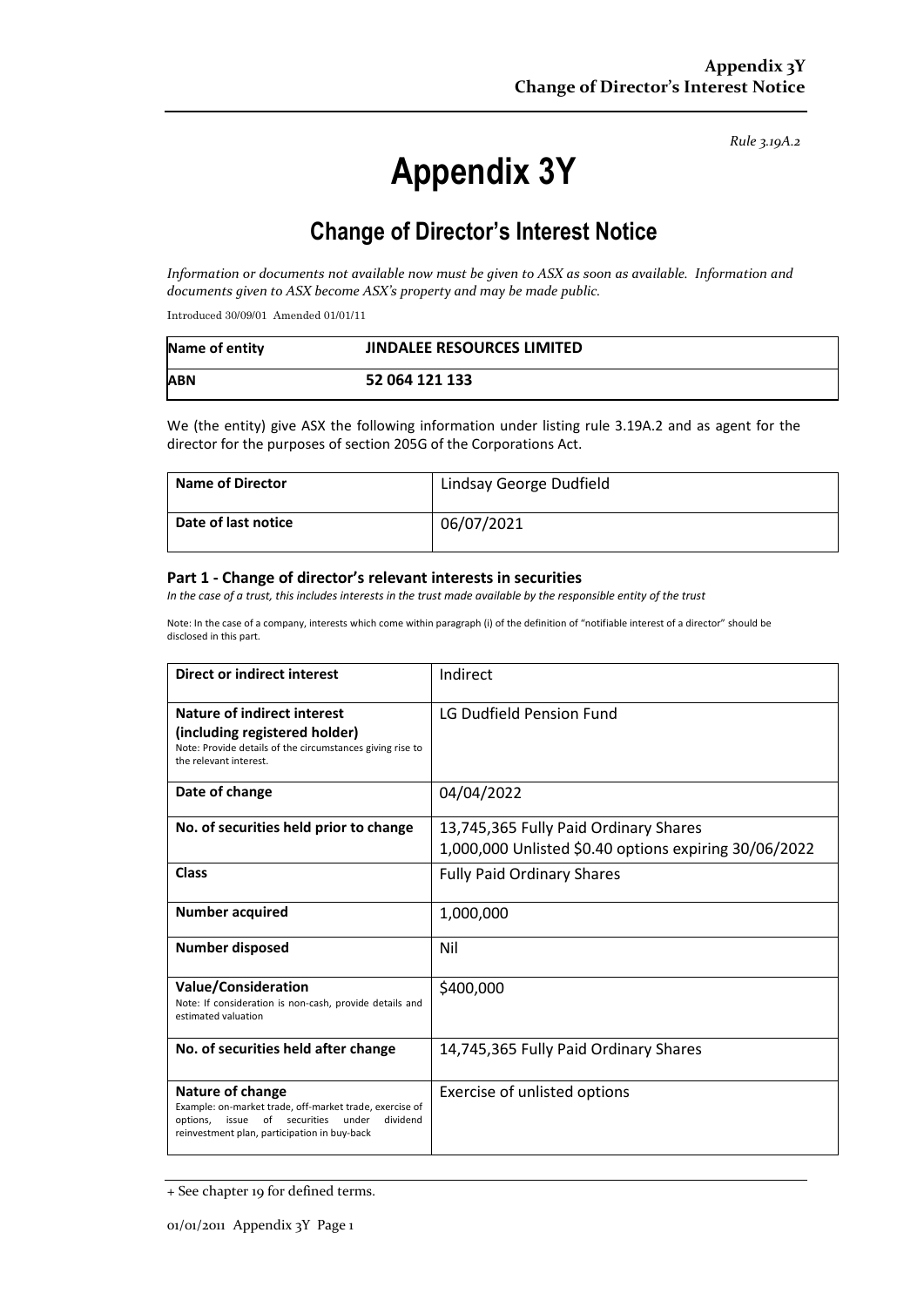*Rule 3.19A.2*

# Appendix 3Y

## Change of Director's Interest Notice

*Information or documents not available now must be given to ASX as soon as available. Information and documents given to ASX become ASX's property and may be made public.*

Introduced 30/09/01 Amended 01/01/11

| **Name of entity** | **JINDALEE RESOURCES LIMITED** |
|---|---|
| **ABN** | **52 064 121 133** |

We (the entity) give ASX the following information under listing rule 3.19A.2 and as agent for the director for the purposes of section 205G of the Corporations Act.

| **Name of Director** | Lindsay George Dudfield |
|---|---|
| **Date of last notice** | 06/07/2021 |

### Part 1 - Change of director's relevant interests in securities

*In the case of a trust, this includes interests in the trust made available by the responsible entity of the trust*

Note: In the case of a company, interests which come within paragraph (i) of the definition of "notifiable interest of a director" should be disclosed in this part.

| **Direct or indirect interest** | Indirect |
|---|---|
| **Nature of indirect interest (including registered holder)** Note: Provide details of the circumstances giving rise to the relevant interest. | LG Dudfield Pension Fund |
| **Date of change** | 04/04/2022 |
| **No. of securities held prior to change** | 13,745,365 Fully Paid Ordinary Shares<br>1,000,000 Unlisted $0.40 options expiring 30/06/2022 |
| **Class** | Fully Paid Ordinary Shares |
| **Number acquired** | 1,000,000 |
| **Number disposed** | Nil |
| **Value/Consideration** Note: If consideration is non-cash, provide details and estimated valuation | $400,000 |
| **No. of securities held after change** | 14,745,365 Fully Paid Ordinary Shares |
| **Nature of change** Example: on-market trade, off-market trade, exercise of options, issue of securities under dividend reinvestment plan, participation in buy-back | Exercise of unlisted options |

+ See chapter 19 for defined terms.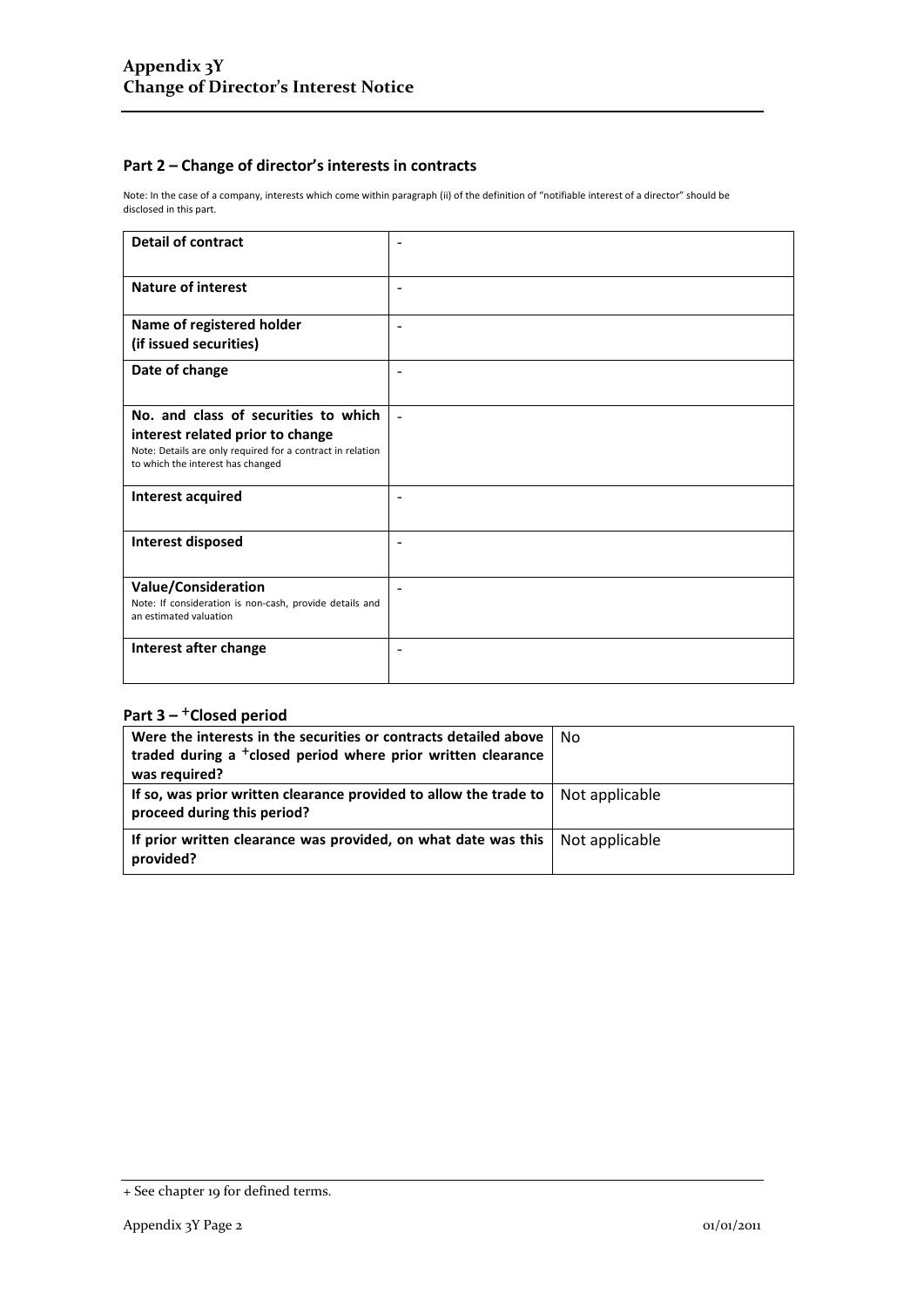## Part 2 – Change of director's interests in contracts

Note: In the case of a company, interests which come within paragraph (ii) of the definition of "notifiable interest of a director" should be disclosed in this part.

| | |
|---|---|
| **Detail of contract** | - |
| **Nature of interest** | - |
| **Name of registered holder (if issued securities)** | - |
| **Date of change** | - |
| **No. and class of securities to which interest related prior to change** Note: Details are only required for a contract in relation to which the interest has changed | - |
| **Interest acquired** | - |
| **Interest disposed** | - |
| **Value/Consideration** Note: If consideration is non-cash, provide details and an estimated valuation | - |
| **Interest after change** | - |

## Part 3 – +Closed period

| | |
|---|---|
| **Were the interests in the securities or contracts detailed above traded during a +closed period where prior written clearance was required?** | No |
| **If so, was prior written clearance provided to allow the trade to proceed during this period?** | Not applicable |
| **If prior written clearance was provided, on what date was this provided?** | Not applicable |

+ See chapter 19 for defined terms.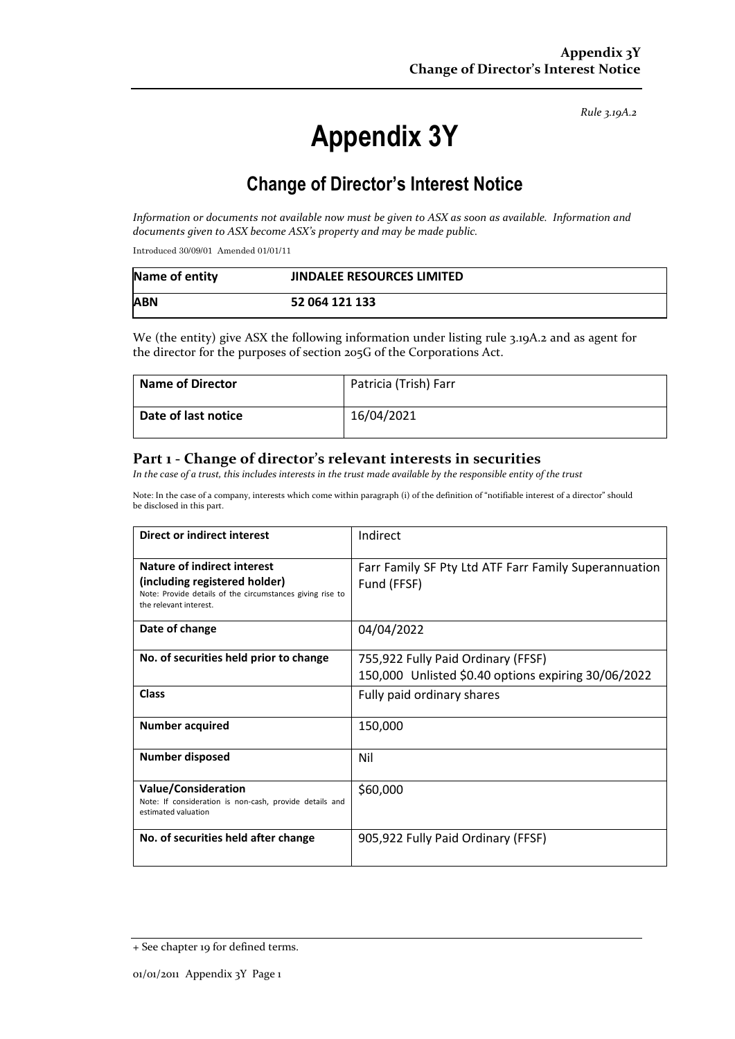*Rule 3.19A.2*

# Appendix 3Y

## Change of Director's Interest Notice

*Information or documents not available now must be given to ASX as soon as available. Information and documents given to ASX become ASX's property and may be made public.*

Introduced 30/09/01 Amended 01/01/11

| **Name of entity** | **JINDALEE RESOURCES LIMITED** |
|---|---|
| **ABN** | **52 064 121 133** |

We (the entity) give ASX the following information under listing rule 3.19A.2 and as agent for the director for the purposes of section 205G of the Corporations Act.

| **Name of Director** | Patricia (Trish) Farr |
|---|---|
| **Date of last notice** | 16/04/2021 |

### Part 1 - Change of director's relevant interests in securities

*In the case of a trust, this includes interests in the trust made available by the responsible entity of the trust*

Note: In the case of a company, interests which come within paragraph (i) of the definition of "notifiable interest of a director" should be disclosed in this part.

| **Direct or indirect interest** | Indirect |
|---|---|
| **Nature of indirect interest (including registered holder)** Note: Provide details of the circumstances giving rise to the relevant interest. | Farr Family SF Pty Ltd ATF Farr Family Superannuation Fund (FFSF) |
| **Date of change** | 04/04/2022 |
| **No. of securities held prior to change** | 755,922 Fully Paid Ordinary (FFSF)<br>150,000 Unlisted $0.40 options expiring 30/06/2022 |
| **Class** | Fully paid ordinary shares |
| **Number acquired** | 150,000 |
| **Number disposed** | Nil |
| **Value/Consideration** Note: If consideration is non-cash, provide details and estimated valuation | $60,000 |
| **No. of securities held after change** | 905,922 Fully Paid Ordinary (FFSF) |

+ See chapter 19 for defined terms.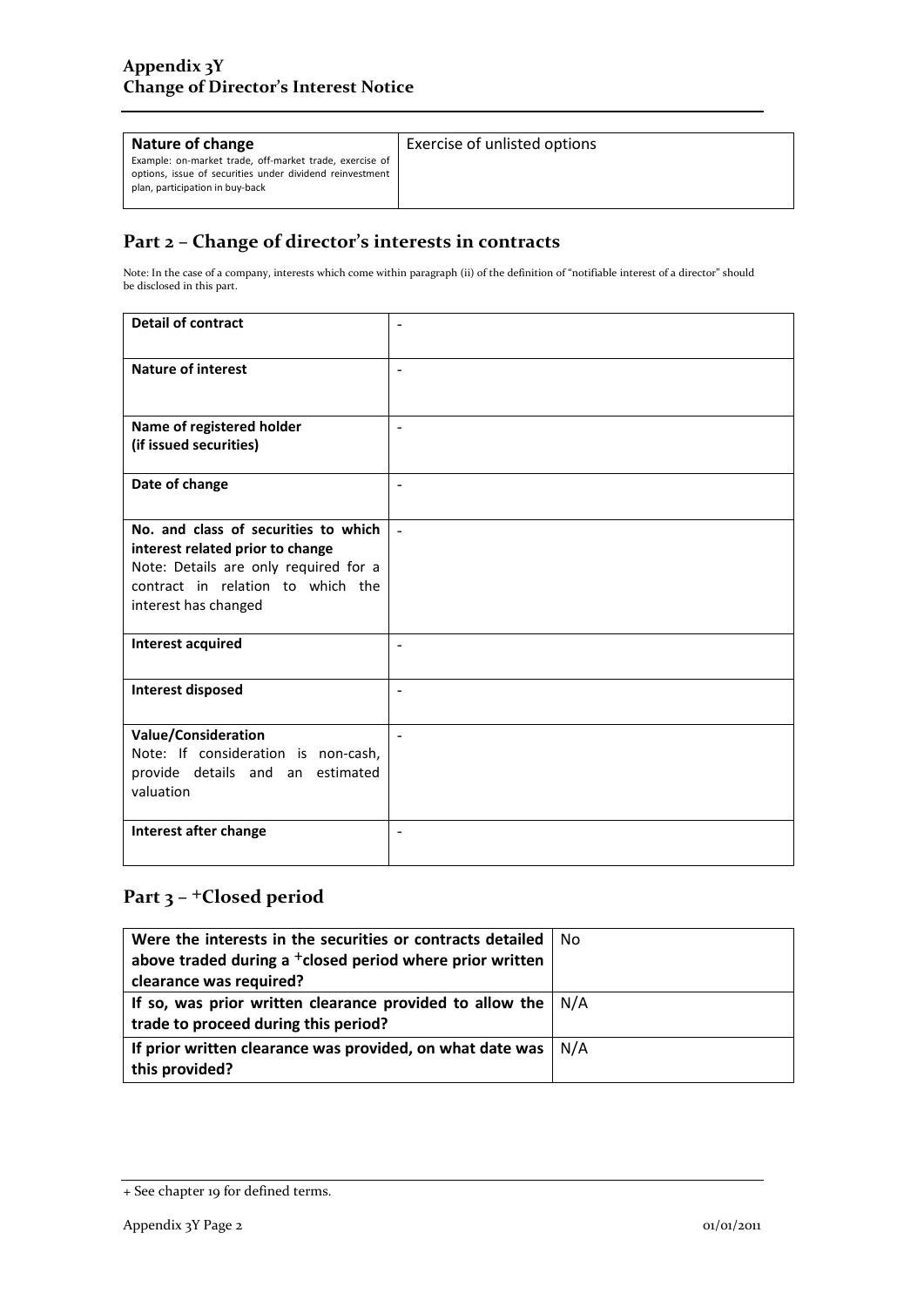| | |
|---|---|
| **Nature of change**<br>Example: on-market trade, off-market trade, exercise of options, issue of securities under dividend reinvestment plan, participation in buy-back | Exercise of unlisted options |

## Part 2 – Change of director's interests in contracts

Note: In the case of a company, interests which come within paragraph (ii) of the definition of "notifiable interest of a director" should be disclosed in this part.

| | |
|---|---|
| **Detail of contract** | - |
| **Nature of interest** | - |
| **Name of registered holder (if issued securities)** | - |
| **Date of change** | - |
| **No. and class of securities to which interest related prior to change**<br>Note: Details are only required for a contract in relation to which the interest has changed | - |
| **Interest acquired** | - |
| **Interest disposed** | - |
| **Value/Consideration**<br>Note: If consideration is non-cash, provide details and an estimated valuation | - |
| **Interest after change** | - |

## Part 3 – +Closed period

| | |
|---|---|
| **Were the interests in the securities or contracts detailed above traded during a +closed period where prior written clearance was required?** | No |
| **If so, was prior written clearance provided to allow the trade to proceed during this period?** | N/A |
| **If prior written clearance was provided, on what date was this provided?** | N/A |

+ See chapter 19 for defined terms.